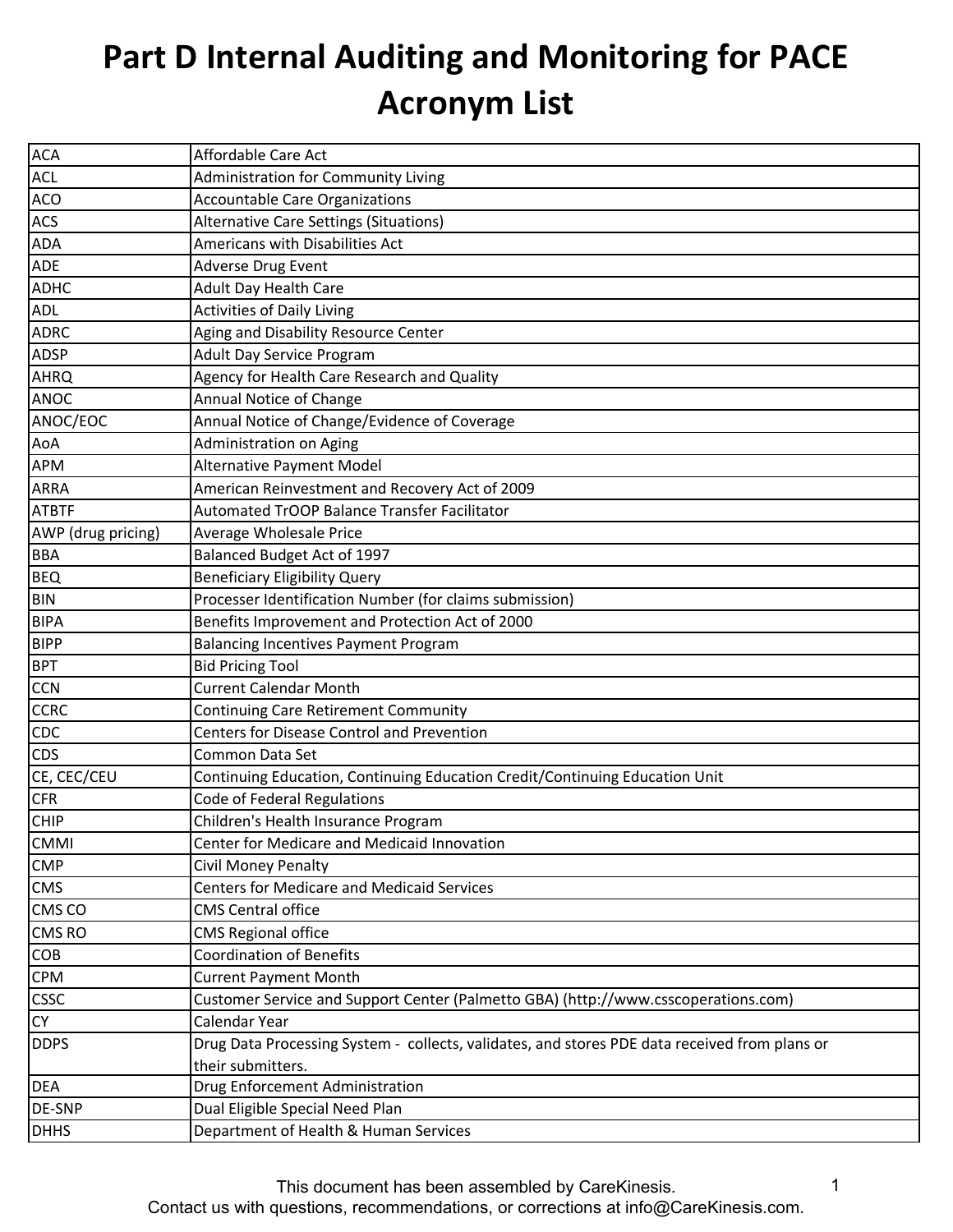# Part D Internal Auditing and Monitoring for PACE Acronym List

| | |
|---|---|
| ACA | Affordable Care Act |
| ACL | Administration for Community Living |
| ACO | Accountable Care Organizations |
| ACS | Alternative Care Settings (Situations) |
| ADA | Americans with Disabilities Act |
| ADE | Adverse Drug Event |
| ADHC | Adult Day Health Care |
| ADL | Activities of Daily Living |
| ADRC | Aging and Disability Resource Center |
| ADSP | Adult Day Service Program |
| AHRQ | Agency for Health Care Research and Quality |
| ANOC | Annual Notice of Change |
| ANOC/EOC | Annual Notice of Change/Evidence of Coverage |
| AoA | Administration on Aging |
| APM | Alternative Payment Model |
| ARRA | American Reinvestment and Recovery Act of 2009 |
| ATBTF | Automated TrOOP Balance Transfer Facilitator |
| AWP (drug pricing) | Average Wholesale Price |
| BBA | Balanced Budget Act of 1997 |
| BEQ | Beneficiary Eligibility Query |
| BIN | Processer Identification Number (for claims submission) |
| BIPA | Benefits Improvement and Protection Act of 2000 |
| BIPP | Balancing Incentives Payment Program |
| BPT | Bid Pricing Tool |
| CCN | Current Calendar Month |
| CCRC | Continuing Care Retirement Community |
| CDC | Centers for Disease Control and Prevention |
| CDS | Common Data Set |
| CE, CEC/CEU | Continuing Education, Continuing Education Credit/Continuing Education Unit |
| CFR | Code of Federal Regulations |
| CHIP | Children's Health Insurance Program |
| CMMI | Center for Medicare and Medicaid Innovation |
| CMP | Civil Money Penalty |
| CMS | Centers for Medicare and Medicaid Services |
| CMS CO | CMS Central office |
| CMS RO | CMS Regional office |
| COB | Coordination of Benefits |
| CPM | Current Payment Month |
| CSSC | Customer Service and Support Center (Palmetto GBA) (http://www.csscoperations.com) |
| CY | Calendar Year |
| DDPS | Drug Data Processing System - collects, validates, and stores PDE data received from plans or their submitters. |
| DEA | Drug Enforcement Administration |
| DE-SNP | Dual Eligible Special Need Plan |
| DHHS | Department of Health & Human Services |

This document has been assembled by CareKinesis.
Contact us with questions, recommendations, or corrections at info@CareKinesis.com.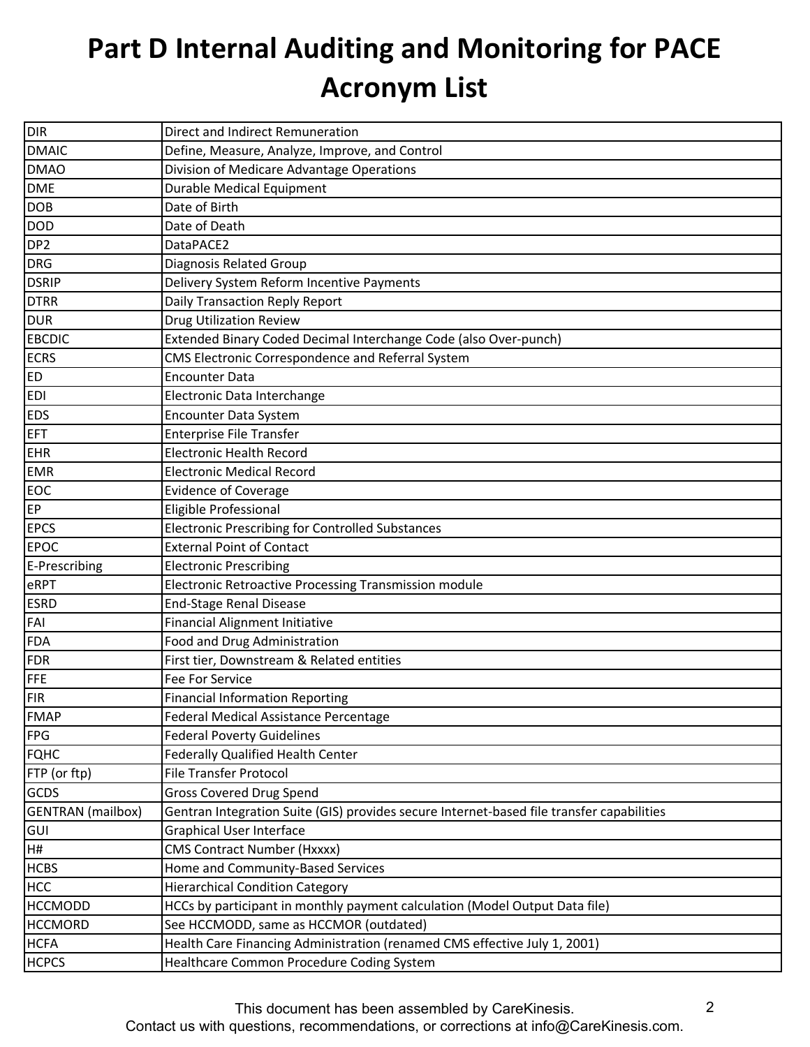# Part D Internal Auditing and Monitoring for PACE Acronym List

| | |
|---|---|
| DIR | Direct and Indirect Remuneration |
| DMAIC | Define, Measure, Analyze, Improve, and Control |
| DMAO | Division of Medicare Advantage Operations |
| DME | Durable Medical Equipment |
| DOB | Date of Birth |
| DOD | Date of Death |
| DP2 | DataPACE2 |
| DRG | Diagnosis Related Group |
| DSRIP | Delivery System Reform Incentive Payments |
| DTRR | Daily Transaction Reply Report |
| DUR | Drug Utilization Review |
| EBCDIC | Extended Binary Coded Decimal Interchange Code (also Over-punch) |
| ECRS | CMS Electronic Correspondence and Referral System |
| ED | Encounter Data |
| EDI | Electronic Data Interchange |
| EDS | Encounter Data System |
| EFT | Enterprise File Transfer |
| EHR | Electronic Health Record |
| EMR | Electronic Medical Record |
| EOC | Evidence of Coverage |
| EP | Eligible Professional |
| EPCS | Electronic Prescribing for Controlled Substances |
| EPOC | External Point of Contact |
| E-Prescribing | Electronic Prescribing |
| eRPT | Electronic Retroactive Processing Transmission module |
| ESRD | End-Stage Renal Disease |
| FAI | Financial Alignment Initiative |
| FDA | Food and Drug Administration |
| FDR | First tier, Downstream & Related entities |
| FFE | Fee For Service |
| FIR | Financial Information Reporting |
| FMAP | Federal Medical Assistance Percentage |
| FPG | Federal Poverty Guidelines |
| FQHC | Federally Qualified Health Center |
| FTP (or ftp) | File Transfer Protocol |
| GCDS | Gross Covered Drug Spend |
| GENTRAN (mailbox) | Gentran Integration Suite (GIS) provides secure Internet-based file transfer capabilities |
| GUI | Graphical User Interface |
| H# | CMS Contract Number (Hxxxx) |
| HCBS | Home and Community-Based Services |
| HCC | Hierarchical Condition Category |
| HCCMODD | HCCs by participant in monthly payment calculation (Model Output Data file) |
| HCCMORD | See HCCMODD, same as HCCMOR (outdated) |
| HCFA | Health Care Financing Administration (renamed CMS effective July 1, 2001) |
| HCPCS | Healthcare Common Procedure Coding System |

This document has been assembled by CareKinesis.
Contact us with questions, recommendations, or corrections at info@CareKinesis.com.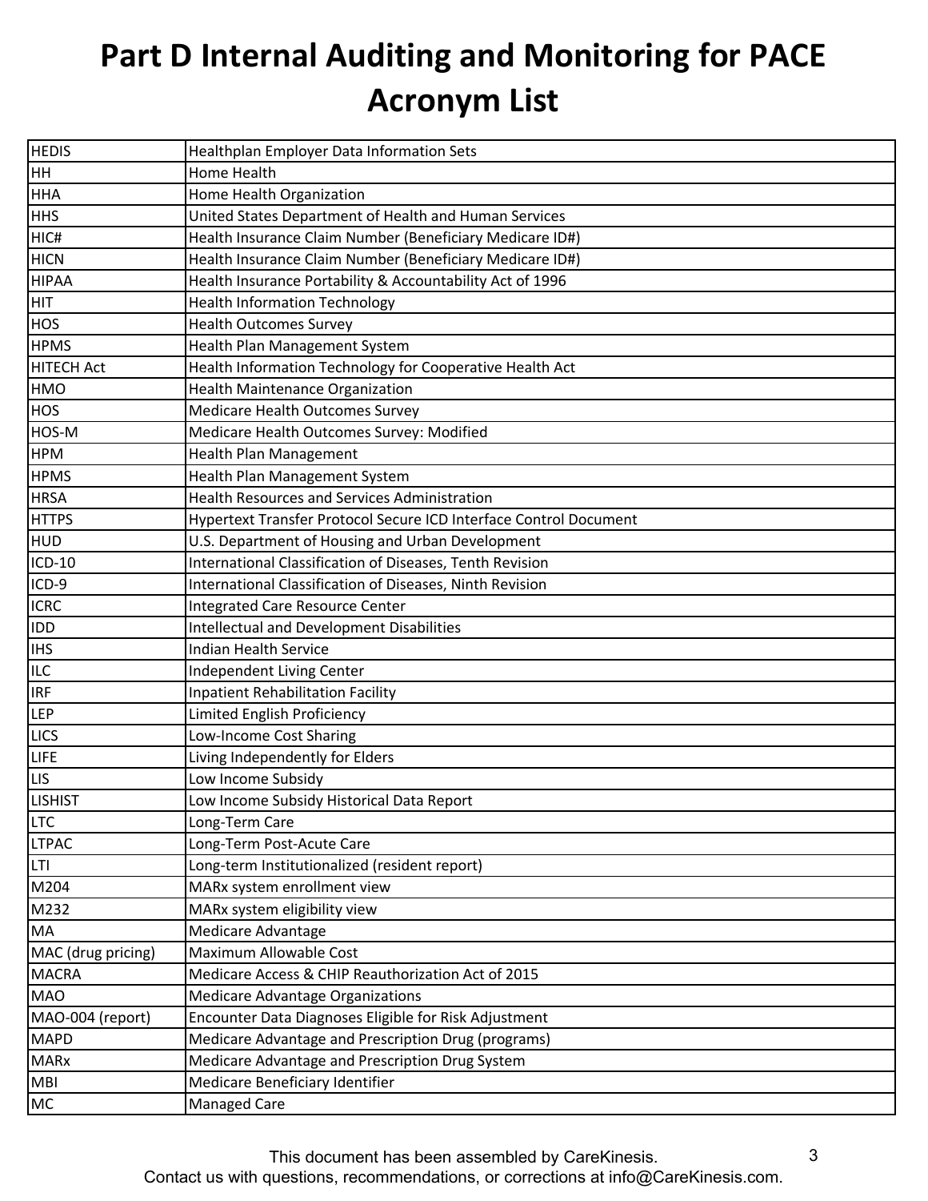# Part D Internal Auditing and Monitoring for PACE Acronym List

| | |
|---|---|
| HEDIS | Healthplan Employer Data Information Sets |
| HH | Home Health |
| HHA | Home Health Organization |
| HHS | United States Department of Health and Human Services |
| HIC# | Health Insurance Claim Number (Beneficiary Medicare ID#) |
| HICN | Health Insurance Claim Number (Beneficiary Medicare ID#) |
| HIPAA | Health Insurance Portability & Accountability Act of 1996 |
| HIT | Health Information Technology |
| HOS | Health Outcomes Survey |
| HPMS | Health Plan Management System |
| HITECH Act | Health Information Technology for Cooperative Health Act |
| HMO | Health Maintenance Organization |
| HOS | Medicare Health Outcomes Survey |
| HOS-M | Medicare Health Outcomes Survey: Modified |
| HPM | Health Plan Management |
| HPMS | Health Plan Management System |
| HRSA | Health Resources and Services Administration |
| HTTPS | Hypertext Transfer Protocol Secure ICD Interface Control Document |
| HUD | U.S. Department of Housing and Urban Development |
| ICD-10 | International Classification of Diseases, Tenth Revision |
| ICD-9 | International Classification of Diseases, Ninth Revision |
| ICRC | Integrated Care Resource Center |
| IDD | Intellectual and Development Disabilities |
| IHS | Indian Health Service |
| ILC | Independent Living Center |
| IRF | Inpatient Rehabilitation Facility |
| LEP | Limited English Proficiency |
| LICS | Low-Income Cost Sharing |
| LIFE | Living Independently for Elders |
| LIS | Low Income Subsidy |
| LISHIST | Low Income Subsidy Historical Data Report |
| LTC | Long-Term Care |
| LTPAC | Long-Term Post-Acute Care |
| LTI | Long-term Institutionalized (resident report) |
| M204 | MARx system enrollment view |
| M232 | MARx system eligibility view |
| MA | Medicare Advantage |
| MAC (drug pricing) | Maximum Allowable Cost |
| MACRA | Medicare Access & CHIP Reauthorization Act of 2015 |
| MAO | Medicare Advantage Organizations |
| MAO-004 (report) | Encounter Data Diagnoses Eligible for Risk Adjustment |
| MAPD | Medicare Advantage and Prescription Drug (programs) |
| MARx | Medicare Advantage and Prescription Drug System |
| MBI | Medicare Beneficiary Identifier |
| MC | Managed Care |

This document has been assembled by CareKinesis.
Contact us with questions, recommendations, or corrections at info@CareKinesis.com.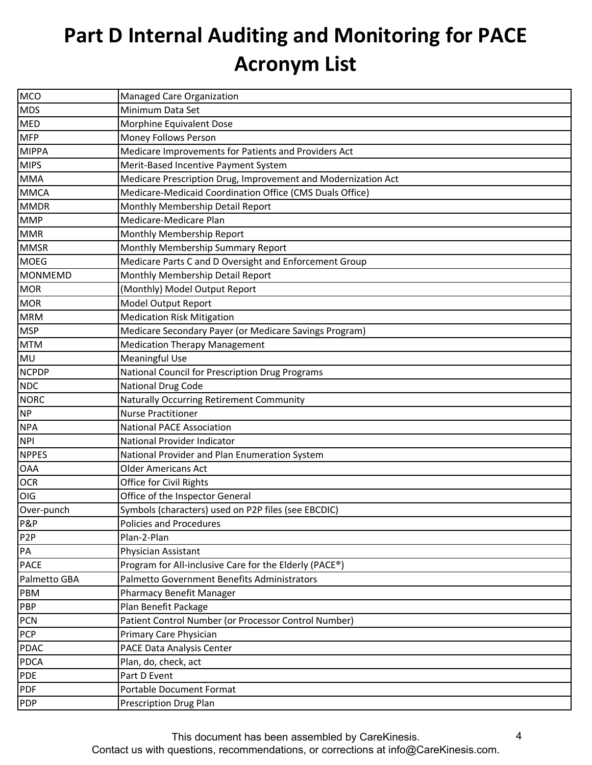# Part D Internal Auditing and Monitoring for PACE Acronym List

| | |
|---|---|
| MCO | Managed Care Organization |
| MDS | Minimum Data Set |
| MED | Morphine Equivalent Dose |
| MFP | Money Follows Person |
| MIPPA | Medicare Improvements for Patients and Providers Act |
| MIPS | Merit-Based Incentive Payment System |
| MMA | Medicare Prescription Drug, Improvement and Modernization Act |
| MMCA | Medicare-Medicaid Coordination Office (CMS Duals Office) |
| MMDR | Monthly Membership Detail Report |
| MMP | Medicare-Medicare Plan |
| MMR | Monthly Membership Report |
| MMSR | Monthly Membership Summary Report |
| MOEG | Medicare Parts C and D Oversight and Enforcement Group |
| MONMEMD | Monthly Membership Detail Report |
| MOR | (Monthly) Model Output Report |
| MOR | Model Output Report |
| MRM | Medication Risk Mitigation |
| MSP | Medicare Secondary Payer (or Medicare Savings Program) |
| MTM | Medication Therapy Management |
| MU | Meaningful Use |
| NCPDP | National Council for Prescription Drug Programs |
| NDC | National Drug Code |
| NORC | Naturally Occurring Retirement Community |
| NP | Nurse Practitioner |
| NPA | National PACE Association |
| NPI | National Provider Indicator |
| NPPES | National Provider and Plan Enumeration System |
| OAA | Older Americans Act |
| OCR | Office for Civil Rights |
| OIG | Office of the Inspector General |
| Over-punch | Symbols (characters) used on P2P files (see EBCDIC) |
| P&P | Policies and Procedures |
| P2P | Plan-2-Plan |
| PA | Physician Assistant |
| PACE | Program for All-inclusive Care for the Elderly (PACE®) |
| Palmetto GBA | Palmetto Government Benefits Administrators |
| PBM | Pharmacy Benefit Manager |
| PBP | Plan Benefit Package |
| PCN | Patient Control Number (or Processor Control Number) |
| PCP | Primary Care Physician |
| PDAC | PACE Data Analysis Center |
| PDCA | Plan, do, check, act |
| PDE | Part D Event |
| PDF | Portable Document Format |
| PDP | Prescription Drug Plan |

This document has been assembled by CareKinesis.
Contact us with questions, recommendations, or corrections at info@CareKinesis.com.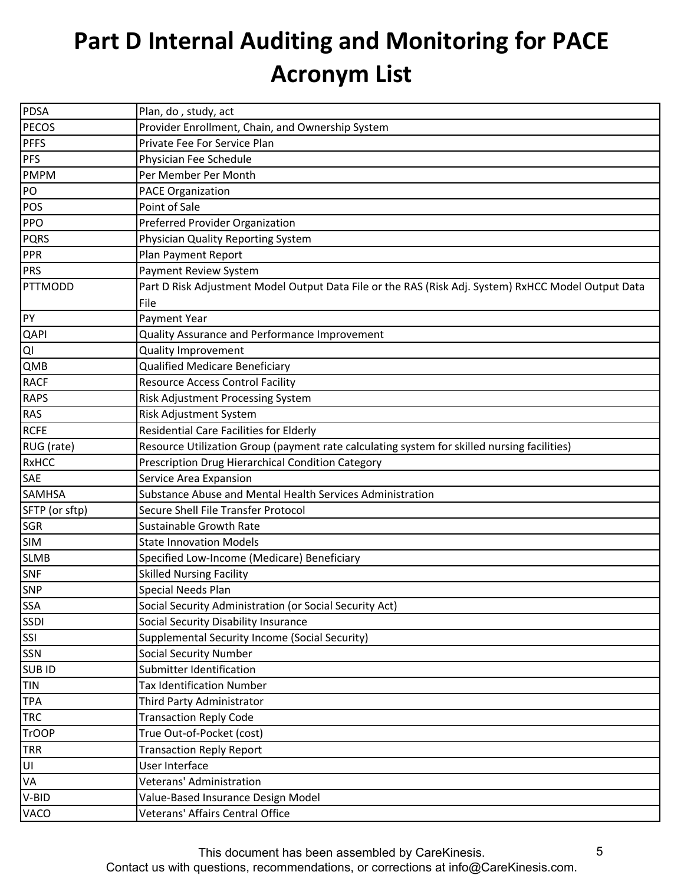# Part D Internal Auditing and Monitoring for PACE Acronym List

| | |
|---|---|
| PDSA | Plan, do , study, act |
| PECOS | Provider Enrollment, Chain, and Ownership System |
| PFFS | Private Fee For Service Plan |
| PFS | Physician Fee Schedule |
| PMPM | Per Member Per Month |
| PO | PACE Organization |
| POS | Point of Sale |
| PPO | Preferred Provider Organization |
| PQRS | Physician Quality Reporting System |
| PPR | Plan Payment Report |
| PRS | Payment Review System |
| PTTMODD | Part D Risk Adjustment Model Output Data File or the RAS (Risk Adj. System) RxHCC Model Output Data File |
| PY | Payment Year |
| QAPI | Quality Assurance and Performance Improvement |
| QI | Quality Improvement |
| QMB | Qualified Medicare Beneficiary |
| RACF | Resource Access Control Facility |
| RAPS | Risk Adjustment Processing System |
| RAS | Risk Adjustment System |
| RCFE | Residential Care Facilities for Elderly |
| RUG (rate) | Resource Utilization Group (payment rate calculating system for skilled nursing facilities) |
| RxHCC | Prescription Drug Hierarchical Condition Category |
| SAE | Service Area Expansion |
| SAMHSA | Substance Abuse and Mental Health Services Administration |
| SFTP (or sftp) | Secure Shell File Transfer Protocol |
| SGR | Sustainable Growth Rate |
| SIM | State Innovation Models |
| SLMB | Specified Low-Income (Medicare) Beneficiary |
| SNF | Skilled Nursing Facility |
| SNP | Special Needs Plan |
| SSA | Social Security Administration (or Social Security Act) |
| SSDI | Social Security Disability Insurance |
| SSI | Supplemental Security Income (Social Security) |
| SSN | Social Security Number |
| SUB ID | Submitter Identification |
| TIN | Tax Identification Number |
| TPA | Third Party Administrator |
| TRC | Transaction Reply Code |
| TrOOP | True Out-of-Pocket (cost) |
| TRR | Transaction Reply Report |
| UI | User Interface |
| VA | Veterans' Administration |
| V-BID | Value-Based Insurance Design Model |
| VACO | Veterans' Affairs Central Office |

This document has been assembled by CareKinesis.
Contact us with questions, recommendations, or corrections at info@CareKinesis.com.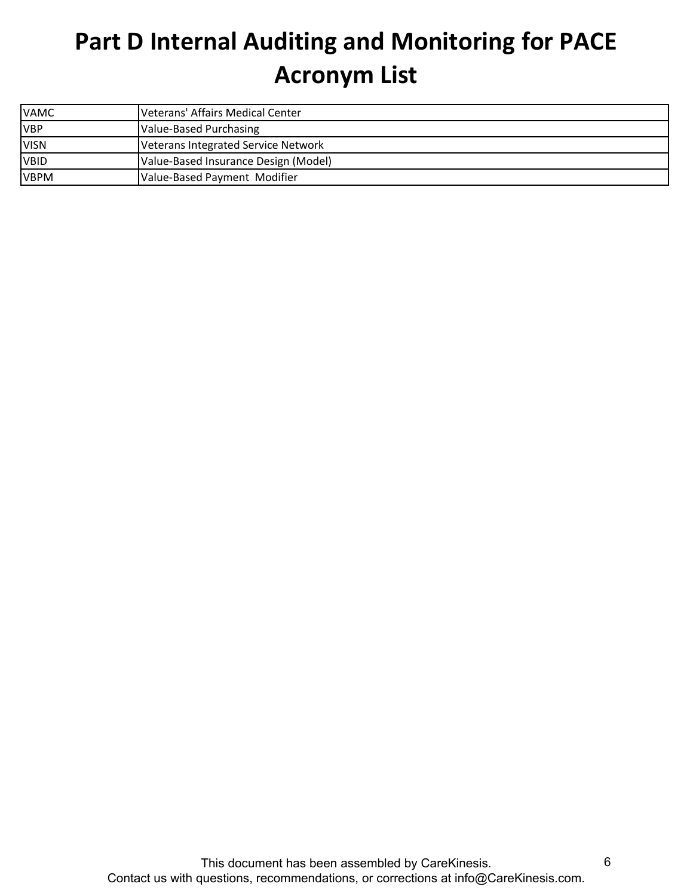# Part D Internal Auditing and Monitoring for PACE Acronym List

| | |
|---|---|
| VAMC | Veterans' Affairs Medical Center |
| VBP | Value-Based Purchasing |
| VISN | Veterans Integrated Service Network |
| VBID | Value-Based Insurance Design (Model) |
| VBPM | Value-Based Payment Modifier |

This document has been assembled by CareKinesis.
Contact us with questions, recommendations, or corrections at info@CareKinesis.com.